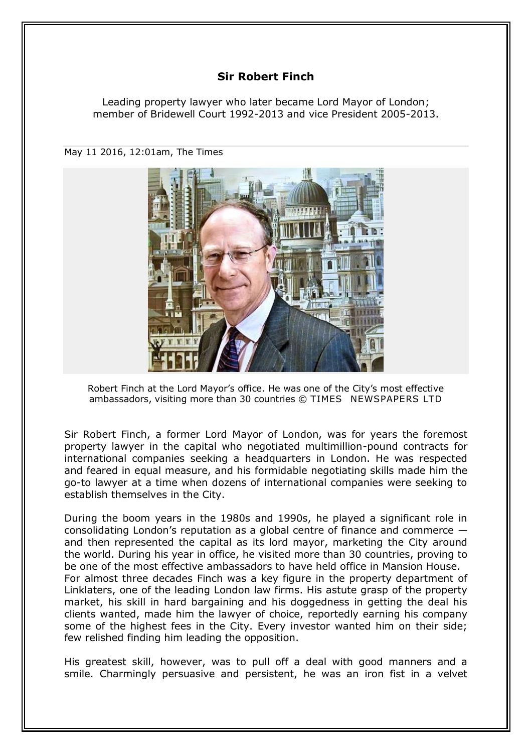# Sir Robert Finch

Leading property lawyer who later became Lord Mayor of London;
member of Bridewell Court 1992-2013 and vice President 2005-2013.

May 11 2016, 12:01am, The Times

Robert Finch at the Lord Mayor's office. He was one of the City's most effective ambassadors, visiting more than 30 countries © TIMES NEWSPAPERS LTD

Sir Robert Finch, a former Lord Mayor of London, was for years the foremost property lawyer in the capital who negotiated multimillion-pound contracts for international companies seeking a headquarters in London. He was respected and feared in equal measure, and his formidable negotiating skills made him the go-to lawyer at a time when dozens of international companies were seeking to establish themselves in the City.

During the boom years in the 1980s and 1990s, he played a significant role in consolidating London's reputation as a global centre of finance and commerce — and then represented the capital as its lord mayor, marketing the City around the world. During his year in office, he visited more than 30 countries, proving to be one of the most effective ambassadors to have held office in Mansion House. For almost three decades Finch was a key figure in the property department of Linklaters, one of the leading London law firms. His astute grasp of the property market, his skill in hard bargaining and his doggedness in getting the deal his clients wanted, made him the lawyer of choice, reportedly earning his company some of the highest fees in the City. Every investor wanted him on their side; few relished finding him leading the opposition.

His greatest skill, however, was to pull off a deal with good manners and a smile. Charmingly persuasive and persistent, he was an iron fist in a velvet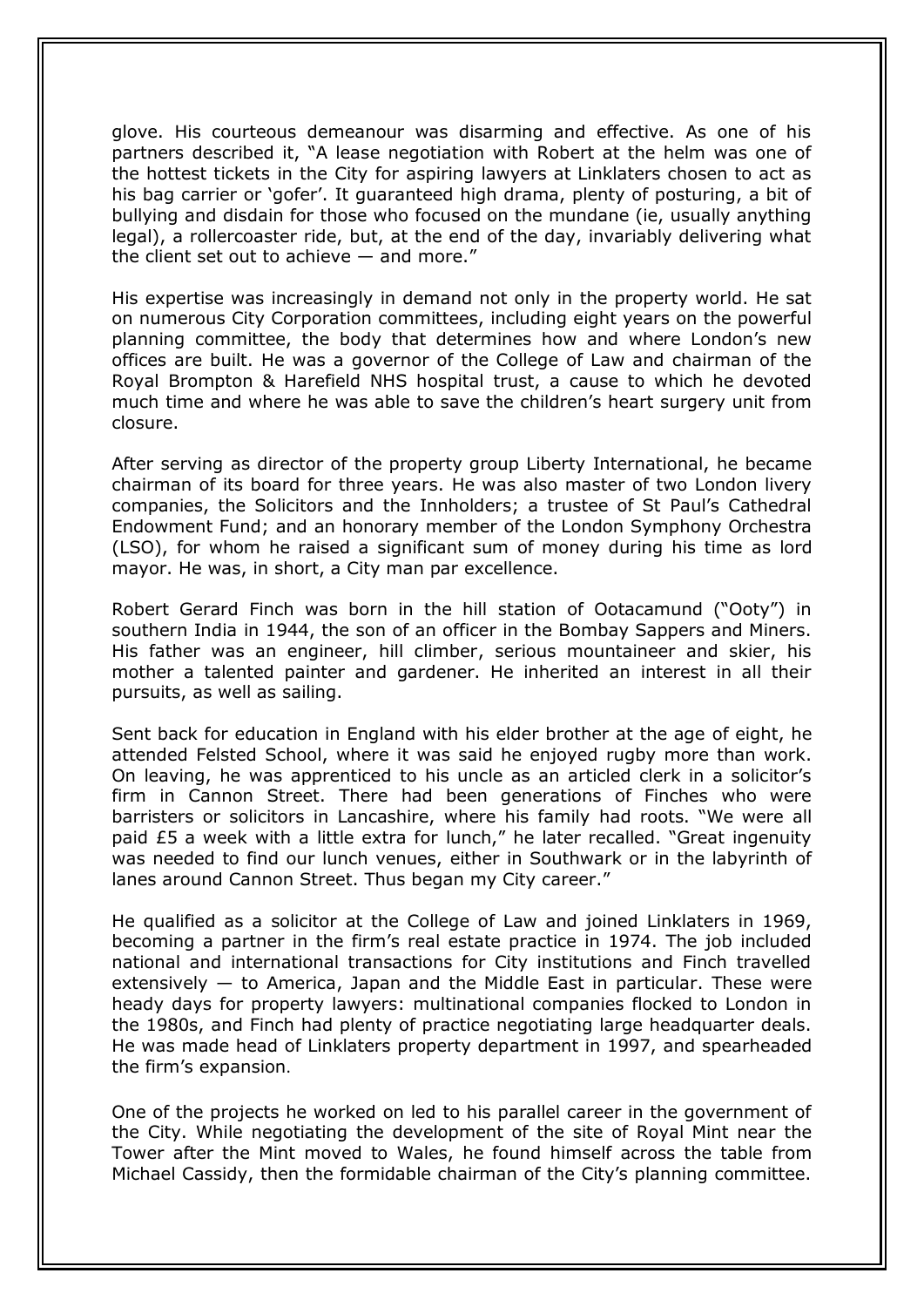glove. His courteous demeanour was disarming and effective. As one of his partners described it, "A lease negotiation with Robert at the helm was one of the hottest tickets in the City for aspiring lawyers at Linklaters chosen to act as his bag carrier or 'gofer'. It guaranteed high drama, plenty of posturing, a bit of bullying and disdain for those who focused on the mundane (ie, usually anything legal), a rollercoaster ride, but, at the end of the day, invariably delivering what the client set out to achieve — and more."

His expertise was increasingly in demand not only in the property world. He sat on numerous City Corporation committees, including eight years on the powerful planning committee, the body that determines how and where London's new offices are built. He was a governor of the College of Law and chairman of the Royal Brompton & Harefield NHS hospital trust, a cause to which he devoted much time and where he was able to save the children's heart surgery unit from closure.

After serving as director of the property group Liberty International, he became chairman of its board for three years. He was also master of two London livery companies, the Solicitors and the Innholders; a trustee of St Paul's Cathedral Endowment Fund; and an honorary member of the London Symphony Orchestra (LSO), for whom he raised a significant sum of money during his time as lord mayor. He was, in short, a City man par excellence.

Robert Gerard Finch was born in the hill station of Ootacamund ("Ooty") in southern India in 1944, the son of an officer in the Bombay Sappers and Miners. His father was an engineer, hill climber, serious mountaineer and skier, his mother a talented painter and gardener. He inherited an interest in all their pursuits, as well as sailing.

Sent back for education in England with his elder brother at the age of eight, he attended Felsted School, where it was said he enjoyed rugby more than work. On leaving, he was apprenticed to his uncle as an articled clerk in a solicitor's firm in Cannon Street. There had been generations of Finches who were barristers or solicitors in Lancashire, where his family had roots. "We were all paid £5 a week with a little extra for lunch," he later recalled. "Great ingenuity was needed to find our lunch venues, either in Southwark or in the labyrinth of lanes around Cannon Street. Thus began my City career."

He qualified as a solicitor at the College of Law and joined Linklaters in 1969, becoming a partner in the firm's real estate practice in 1974. The job included national and international transactions for City institutions and Finch travelled extensively — to America, Japan and the Middle East in particular. These were heady days for property lawyers: multinational companies flocked to London in the 1980s, and Finch had plenty of practice negotiating large headquarter deals. He was made head of Linklaters property department in 1997, and spearheaded the firm's expansion.

One of the projects he worked on led to his parallel career in the government of the City. While negotiating the development of the site of Royal Mint near the Tower after the Mint moved to Wales, he found himself across the table from Michael Cassidy, then the formidable chairman of the City's planning committee.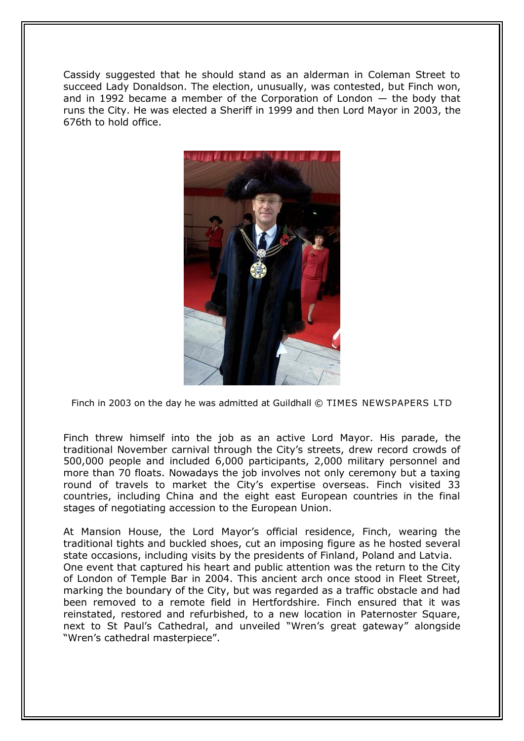Cassidy suggested that he should stand as an alderman in Coleman Street to succeed Lady Donaldson. The election, unusually, was contested, but Finch won, and in 1992 became a member of the Corporation of London — the body that runs the City. He was elected a Sheriff in 1999 and then Lord Mayor in 2003, the 676th to hold office.

Finch in 2003 on the day he was admitted at Guildhall © TIMES NEWSPAPERS LTD

Finch threw himself into the job as an active Lord Mayor. His parade, the traditional November carnival through the City's streets, drew record crowds of 500,000 people and included 6,000 participants, 2,000 military personnel and more than 70 floats. Nowadays the job involves not only ceremony but a taxing round of travels to market the City's expertise overseas. Finch visited 33 countries, including China and the eight east European countries in the final stages of negotiating accession to the European Union.

At Mansion House, the Lord Mayor's official residence, Finch, wearing the traditional tights and buckled shoes, cut an imposing figure as he hosted several state occasions, including visits by the presidents of Finland, Poland and Latvia. One event that captured his heart and public attention was the return to the City of London of Temple Bar in 2004. This ancient arch once stood in Fleet Street, marking the boundary of the City, but was regarded as a traffic obstacle and had been removed to a remote field in Hertfordshire. Finch ensured that it was reinstated, restored and refurbished, to a new location in Paternoster Square, next to St Paul's Cathedral, and unveiled "Wren's great gateway" alongside "Wren's cathedral masterpiece".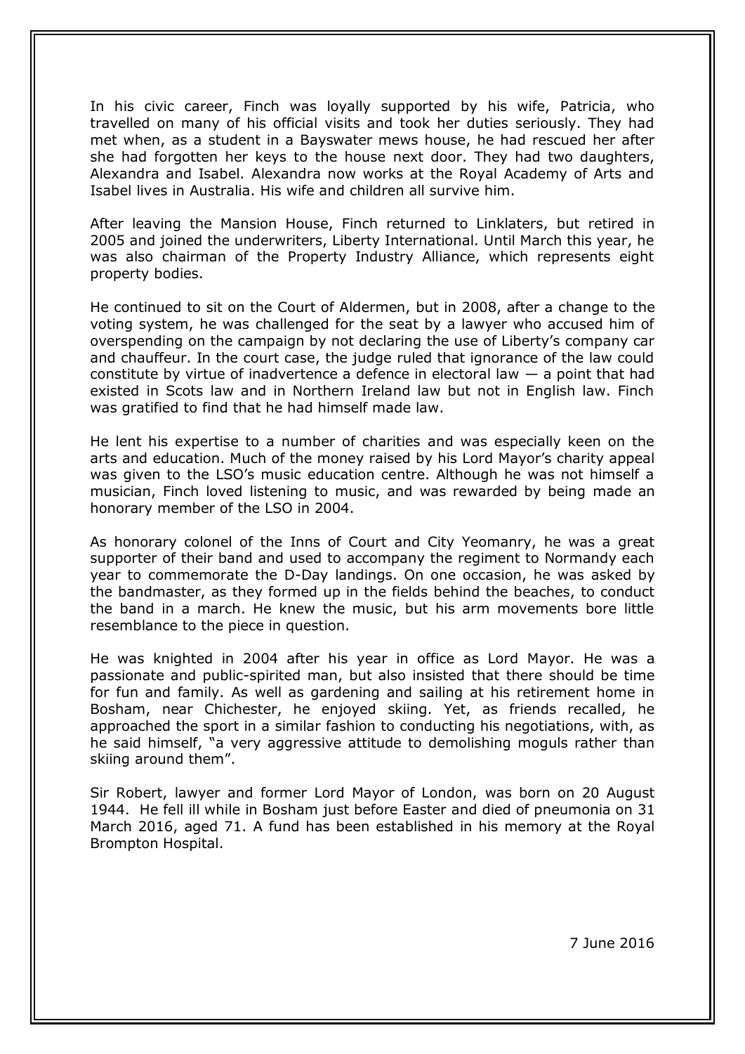In his civic career, Finch was loyally supported by his wife, Patricia, who travelled on many of his official visits and took her duties seriously. They had met when, as a student in a Bayswater mews house, he had rescued her after she had forgotten her keys to the house next door. They had two daughters, Alexandra and Isabel. Alexandra now works at the Royal Academy of Arts and Isabel lives in Australia. His wife and children all survive him.

After leaving the Mansion House, Finch returned to Linklaters, but retired in 2005 and joined the underwriters, Liberty International. Until March this year, he was also chairman of the Property Industry Alliance, which represents eight property bodies.

He continued to sit on the Court of Aldermen, but in 2008, after a change to the voting system, he was challenged for the seat by a lawyer who accused him of overspending on the campaign by not declaring the use of Liberty's company car and chauffeur. In the court case, the judge ruled that ignorance of the law could constitute by virtue of inadvertence a defence in electoral law — a point that had existed in Scots law and in Northern Ireland law but not in English law. Finch was gratified to find that he had himself made law.

He lent his expertise to a number of charities and was especially keen on the arts and education. Much of the money raised by his Lord Mayor's charity appeal was given to the LSO's music education centre. Although he was not himself a musician, Finch loved listening to music, and was rewarded by being made an honorary member of the LSO in 2004.

As honorary colonel of the Inns of Court and City Yeomanry, he was a great supporter of their band and used to accompany the regiment to Normandy each year to commemorate the D-Day landings. On one occasion, he was asked by the bandmaster, as they formed up in the fields behind the beaches, to conduct the band in a march. He knew the music, but his arm movements bore little resemblance to the piece in question.

He was knighted in 2004 after his year in office as Lord Mayor. He was a passionate and public-spirited man, but also insisted that there should be time for fun and family. As well as gardening and sailing at his retirement home in Bosham, near Chichester, he enjoyed skiing. Yet, as friends recalled, he approached the sport in a similar fashion to conducting his negotiations, with, as he said himself, "a very aggressive attitude to demolishing moguls rather than skiing around them".

Sir Robert, lawyer and former Lord Mayor of London, was born on 20 August 1944. He fell ill while in Bosham just before Easter and died of pneumonia on 31 March 2016, aged 71. A fund has been established in his memory at the Royal Brompton Hospital.

7 June 2016